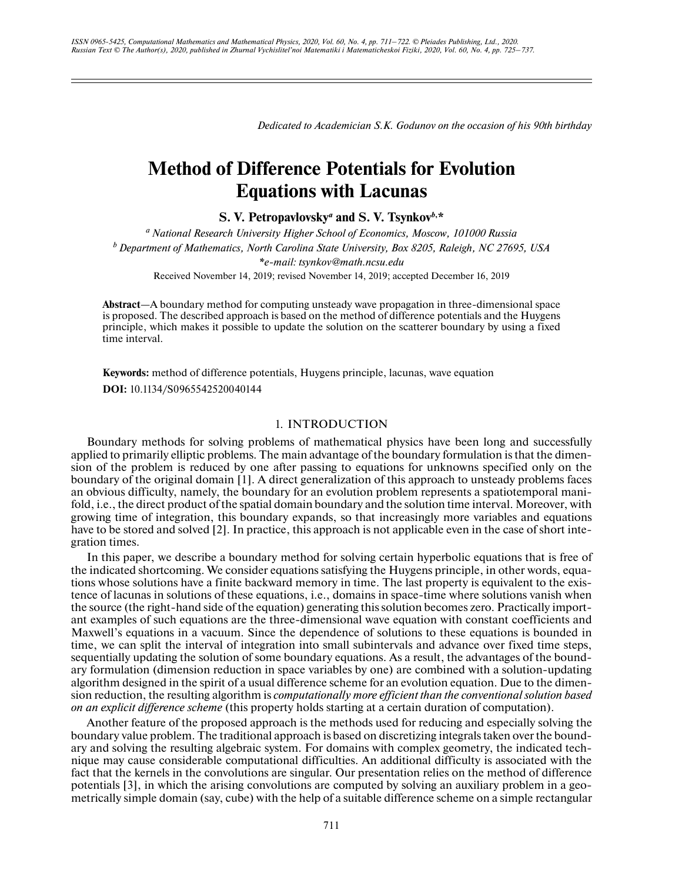*Dedicated to Academician S.K. Godunov on the occasion of his 90th birthday*

# Method of Difference Potentials for Evolution Equations with Lacunas

**S. V. Petropavlovsky[a] and S. V. Tsynkov[b,*]**

[a] *National Research University Higher School of Economics, Moscow, 101000 Russia*

[b] *Department of Mathematics, North Carolina State University, Box 8205, Raleigh, NC 27695, USA*

*\*e-mail: tsynkov@math.ncsu.edu*

Received November 14, 2019; revised November 14, 2019; accepted December 16, 2019

**Abstract**—A boundary method for computing unsteady wave propagation in three-dimensional space is proposed. The described approach is based on the method of difference potentials and the Huygens principle, which makes it possible to update the solution on the scatterer boundary by using a fixed time interval.

**Keywords:** method of difference potentials, Huygens principle, lacunas, wave equation

**DOI:** 10.1134/S0965542520040144

## 1. INTRODUCTION

Boundary methods for solving problems of mathematical physics have been long and successfully applied to primarily elliptic problems. The main advantage of the boundary formulation is that the dimension of the problem is reduced by one after passing to equations for unknowns specified only on the boundary of the original domain [1]. A direct generalization of this approach to unsteady problems faces an obvious difficulty, namely, the boundary for an evolution problem represents a spatiotemporal manifold, i.e., the direct product of the spatial domain boundary and the solution time interval. Moreover, with growing time of integration, this boundary expands, so that increasingly more variables and equations have to be stored and solved [2]. In practice, this approach is not applicable even in the case of short integration times.

In this paper, we describe a boundary method for solving certain hyperbolic equations that is free of the indicated shortcoming. We consider equations satisfying the Huygens principle, in other words, equations whose solutions have a finite backward memory in time. The last property is equivalent to the existence of lacunas in solutions of these equations, i.e., domains in space-time where solutions vanish when the source (the right-hand side of the equation) generating this solution becomes zero. Practically important examples of such equations are the three-dimensional wave equation with constant coefficients and Maxwell's equations in a vacuum. Since the dependence of solutions to these equations is bounded in time, we can split the interval of integration into small subintervals and advance over fixed time steps, sequentially updating the solution of some boundary equations. As a result, the advantages of the boundary formulation (dimension reduction in space variables by one) are combined with a solution-updating algorithm designed in the spirit of a usual difference scheme for an evolution equation. Due to the dimension reduction, the resulting algorithm is *computationally more efficient than the conventional solution based on an explicit difference scheme* (this property holds starting at a certain duration of computation).

Another feature of the proposed approach is the methods used for reducing and especially solving the boundary value problem. The traditional approach is based on discretizing integrals taken over the boundary and solving the resulting algebraic system. For domains with complex geometry, the indicated technique may cause considerable computational difficulties. An additional difficulty is associated with the fact that the kernels in the convolutions are singular. Our presentation relies on the method of difference potentials [3], in which the arising convolutions are computed by solving an auxiliary problem in a geometrically simple domain (say, cube) with the help of a suitable difference scheme on a simple rectangular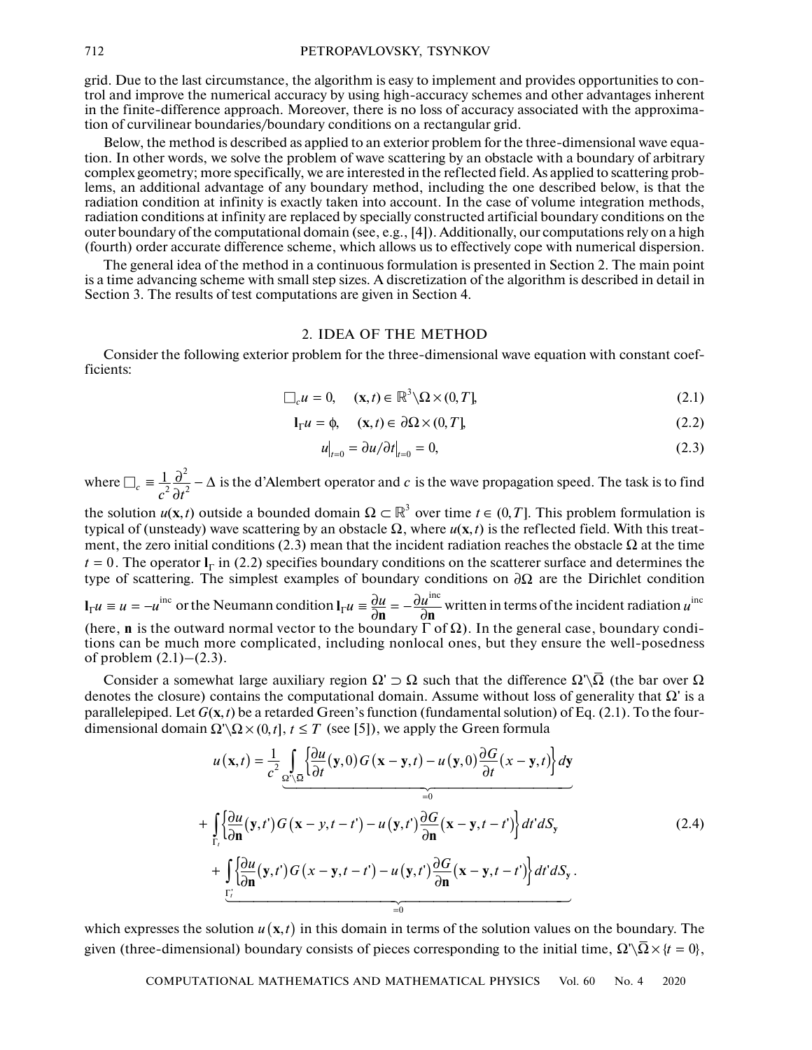grid. Due to the last circumstance, the algorithm is easy to implement and provides opportunities to control and improve the numerical accuracy by using high-accuracy schemes and other advantages inherent in the finite-difference approach. Moreover, there is no loss of accuracy associated with the approximation of curvilinear boundaries/boundary conditions on a rectangular grid.

Below, the method is described as applied to an exterior problem for the three-dimensional wave equation. In other words, we solve the problem of wave scattering by an obstacle with a boundary of arbitrary complex geometry; more specifically, we are interested in the reflected field. As applied to scattering problems, an additional advantage of any boundary method, including the one described below, is that the radiation condition at infinity is exactly taken into account. In the case of volume integration methods, radiation conditions at infinity are replaced by specially constructed artificial boundary conditions on the outer boundary of the computational domain (see, e.g., [4]). Additionally, our computations rely on a high (fourth) order accurate difference scheme, which allows us to effectively cope with numerical dispersion.

The general idea of the method in a continuous formulation is presented in Section 2. The main point is a time advancing scheme with small step sizes. A discretization of the algorithm is described in detail in Section 3. The results of test computations are given in Section 4.

## 2. IDEA OF THE METHOD

Consider the following exterior problem for the three-dimensional wave equation with constant coefficients:

$$\square_c u = 0, \quad (\mathbf{x}, t) \in \mathbb{R}^3 \backslash \Omega \times (0, T], \tag{2.1}$$

$$\mathbf{l}_\Gamma u = \phi, \quad (\mathbf{x}, t) \in \partial\Omega \times (0, T], \tag{2.2}$$

$$u\big|_{t=0} = \partial u/\partial t\big|_{t=0} = 0, \tag{2.3}$$

where $\square_c \equiv \dfrac{1}{c^2}\dfrac{\partial^2}{\partial t^2} - \Delta$ is the d'Alembert operator and $c$ is the wave propagation speed. The task is to find the solution $u(\mathbf{x}, t)$ outside a bounded domain $\Omega \subset \mathbb{R}^3$ over time $t \in (0, T]$. This problem formulation is typical of (unsteady) wave scattering by an obstacle $\Omega$, where $u(\mathbf{x}, t)$ is the reflected field. With this treatment, the zero initial conditions (2.3) mean that the incident radiation reaches the obstacle $\Omega$ at the time $t = 0$. The operator $\mathbf{l}_\Gamma$ in (2.2) specifies boundary conditions on the scatterer surface and determines the type of scattering. The simplest examples of boundary conditions on $\partial\Omega$ are the Dirichlet condition $\mathbf{l}_\Gamma u \equiv u = -u^{\text{inc}}$ or the Neumann condition $\mathbf{l}_\Gamma u \equiv \dfrac{\partial u}{\partial \mathbf{n}} = -\dfrac{\partial u^{\text{inc}}}{\partial \mathbf{n}}$ written in terms of the incident radiation $u^{\text{inc}}$ (here, $\mathbf{n}$ is the outward normal vector to the boundary $\Gamma$ of $\Omega$). In the general case, boundary conditions can be much more complicated, including nonlocal ones, but they ensure the well-posedness of problem (2.1)–(2.3).

Consider a somewhat large auxiliary region $\Omega' \supset \Omega$ such that the difference $\Omega'\backslash\bar{\Omega}$ (the bar over $\Omega$ denotes the closure) contains the computational domain. Assume without loss of generality that $\Omega'$ is a parallelepiped. Let $G(\mathbf{x}, t)$ be a retarded Green's function (fundamental solution) of Eq. (2.1). To the four-dimensional domain $\Omega'\backslash\Omega \times (0, t]$, $t \le T$ (see [5]), we apply the Green formula

$$
\begin{aligned}
u(\mathbf{x}, t) = {} & \underbrace{\frac{1}{c^2}\int_{\Omega'\backslash\bar{\Omega}} \left\{ \frac{\partial u}{\partial t}(\mathbf{y}, 0)\, G(\mathbf{x} - \mathbf{y}, t) - u(\mathbf{y}, 0)\frac{\partial G}{\partial t}(x - \mathbf{y}, t) \right\} d\mathbf{y}}_{=0} \\
& + \int_{\Gamma_t} \left\{ \frac{\partial u}{\partial \mathbf{n}}(\mathbf{y}, t')\, G(\mathbf{x} - y, t - t') - u(\mathbf{y}, t')\frac{\partial G}{\partial \mathbf{n}}(\mathbf{x} - \mathbf{y}, t - t') \right\} dt' dS_{\mathbf{y}} \\
& + \underbrace{\int_{\Gamma_t'} \left\{ \frac{\partial u}{\partial \mathbf{n}}(\mathbf{y}, t')\, G(x - \mathbf{y}, t - t') - u(\mathbf{y}, t')\frac{\partial G}{\partial \mathbf{n}}(\mathbf{x} - \mathbf{y}, t - t') \right\} dt' dS_{\mathbf{y}}}_{=0}.
\end{aligned}
\tag{2.4}
$$

which expresses the solution $u(\mathbf{x}, t)$ in this domain in terms of the solution values on the boundary. The given (three-dimensional) boundary consists of pieces corresponding to the initial time, $\Omega'\backslash\bar{\Omega} \times \{t = 0\}$,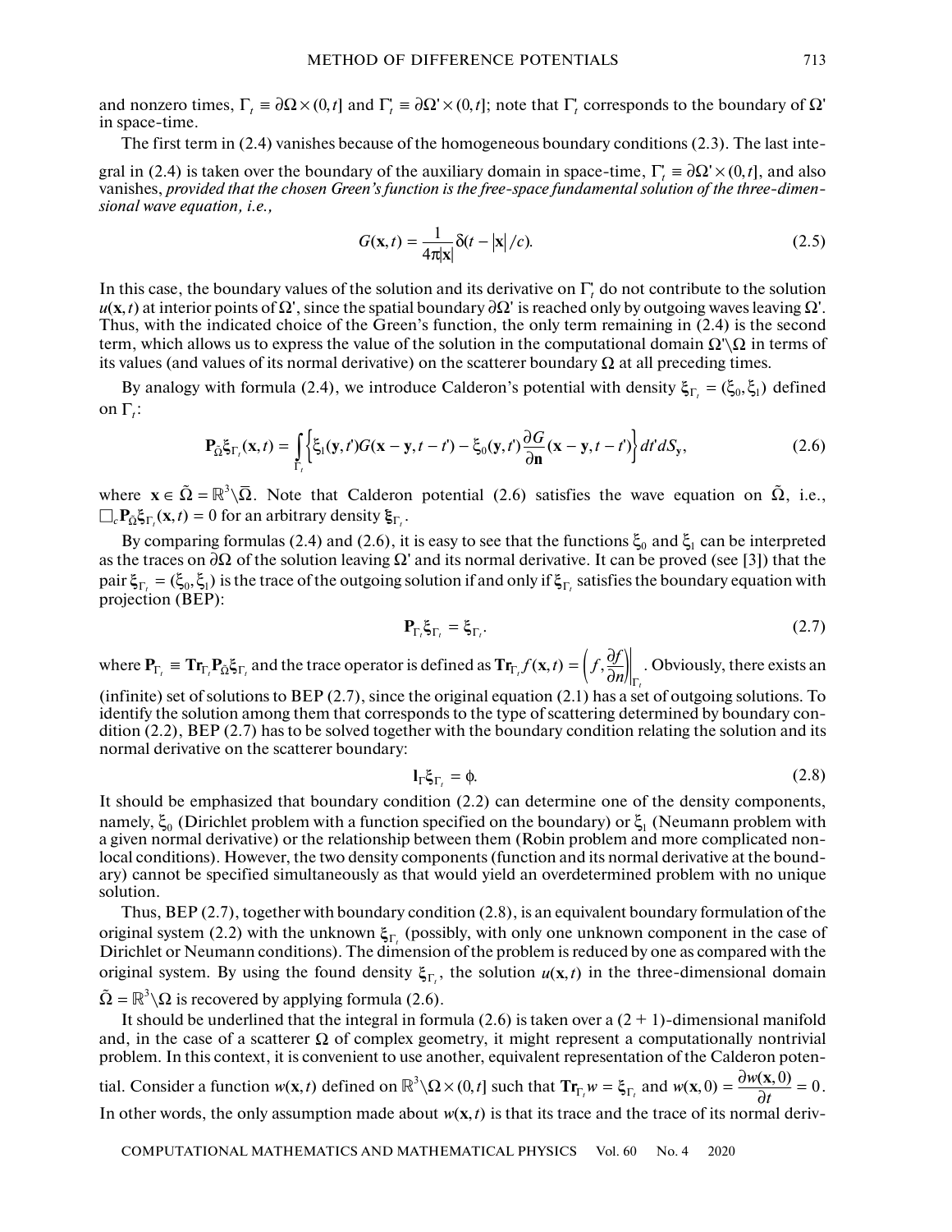and nonzero times, $\Gamma_t \equiv \partial\Omega \times (0, t]$ and $\Gamma'_t \equiv \partial\Omega' \times (0, t]$; note that $\Gamma'_t$ corresponds to the boundary of $\Omega'$ in space-time.

The first term in (2.4) vanishes because of the homogeneous boundary conditions (2.3). The last integral in (2.4) is taken over the boundary of the auxiliary domain in space-time, $\Gamma'_t \equiv \partial\Omega' \times (0, t]$, and also vanishes, *provided that the chosen Green's function is the free-space fundamental solution of the three-dimensional wave equation, i.e.,*

$$G(\mathbf{x}, t) = \frac{1}{4\pi|\mathbf{x}|}\delta(t - |\mathbf{x}|/c). \tag{2.5}$$

In this case, the boundary values of the solution and its derivative on $\Gamma'_t$ do not contribute to the solution $u(\mathbf{x}, t)$ at interior points of $\Omega'$, since the spatial boundary $\partial\Omega'$ is reached only by outgoing waves leaving $\Omega'$. Thus, with the indicated choice of the Green's function, the only term remaining in (2.4) is the second term, which allows us to express the value of the solution in the computational domain $\Omega'\backslash\Omega$ in terms of its values (and values of its normal derivative) on the scatterer boundary $\Omega$ at all preceding times.

By analogy with formula (2.4), we introduce Calderon's potential with density $\boldsymbol{\xi}_{\Gamma_t} = (\xi_0, \xi_1)$ defined on $\Gamma_t$:

$$\mathbf{P}_{\tilde{\Omega}}\boldsymbol{\xi}_{\Gamma_t}(\mathbf{x}, t) = \int_{\Gamma_t}\left\{\xi_1(\mathbf{y}, t')G(\mathbf{x} - \mathbf{y}, t - t') - \xi_0(\mathbf{y}, t')\frac{\partial G}{\partial \mathbf{n}}(\mathbf{x} - \mathbf{y}, t - t')\right\}dt'dS_{\mathbf{y}}, \tag{2.6}$$

where $\mathbf{x} \in \tilde{\Omega} = \mathbb{R}^3\backslash\bar{\Omega}$. Note that Calderon potential (2.6) satisfies the wave equation on $\tilde{\Omega}$, i.e., $\Box_c\mathbf{P}_{\tilde{\Omega}}\boldsymbol{\xi}_{\Gamma_t}(\mathbf{x}, t) = 0$ for an arbitrary density $\boldsymbol{\xi}_{\Gamma_t}$.

By comparing formulas (2.4) and (2.6), it is easy to see that the functions $\xi_0$ and $\xi_1$ can be interpreted as the traces on $\partial\Omega$ of the solution leaving $\Omega'$ and its normal derivative. It can be proved (see [3]) that the pair $\boldsymbol{\xi}_{\Gamma_t} = (\xi_0, \xi_1)$ is the trace of the outgoing solution if and only if $\boldsymbol{\xi}_{\Gamma_t}$ satisfies the boundary equation with projection (BEP):

$$\mathbf{P}_{\Gamma_t}\boldsymbol{\xi}_{\Gamma_t} = \boldsymbol{\xi}_{\Gamma_t}. \tag{2.7}$$

where $\mathbf{P}_{\Gamma_t} \equiv \mathbf{Tr}_{\Gamma_t}\mathbf{P}_{\tilde{\Omega}}\boldsymbol{\xi}_{\Gamma_t}$ and the trace operator is defined as $\mathbf{Tr}_{\Gamma_t}f(\mathbf{x}, t) = \left(f, \frac{\partial f}{\partial n}\right)\Big|_{\Gamma_t}$. Obviously, there exists an (infinite) set of solutions to BEP (2.7), since the original equation (2.1) has a set of outgoing solutions. To identify the solution among them that corresponds to the type of scattering determined by boundary condition (2.2), BEP (2.7) has to be solved together with the boundary condition relating the solution and its normal derivative on the scatterer boundary:

$$\mathbf{l}_{\Gamma}\boldsymbol{\xi}_{\Gamma_t} = \phi. \tag{2.8}$$

It should be emphasized that boundary condition (2.2) can determine one of the density components, namely, $\xi_0$ (Dirichlet problem with a function specified on the boundary) or $\xi_1$ (Neumann problem with a given normal derivative) or the relationship between them (Robin problem and more complicated nonlocal conditions). However, the two density components (function and its normal derivative at the boundary) cannot be specified simultaneously as that would yield an overdetermined problem with no unique solution.

Thus, BEP (2.7), together with boundary condition (2.8), is an equivalent boundary formulation of the original system (2.2) with the unknown $\boldsymbol{\xi}_{\Gamma_t}$ (possibly, with only one unknown component in the case of Dirichlet or Neumann conditions). The dimension of the problem is reduced by one as compared with the original system. By using the found density $\boldsymbol{\xi}_{\Gamma_t}$, the solution $u(\mathbf{x}, t)$ in the three-dimensional domain $\tilde{\Omega} = \mathbb{R}^3\backslash\Omega$ is recovered by applying formula (2.6).

It should be underlined that the integral in formula (2.6) is taken over a (2 + 1)-dimensional manifold and, in the case of a scatterer $\Omega$ of complex geometry, it might represent a computationally nontrivial problem. In this context, it is convenient to use another, equivalent representation of the Calderon potential. Consider a function $w(\mathbf{x}, t)$ defined on $\mathbb{R}^3\backslash\Omega \times (0, t]$ such that $\mathbf{Tr}_{\Gamma_t}w = \boldsymbol{\xi}_{\Gamma_t}$ and $w(\mathbf{x}, 0) = \frac{\partial w(\mathbf{x}, 0)}{\partial t} = 0$. In other words, the only assumption made about $w(\mathbf{x}, t)$ is that its trace and the trace of its normal deriv-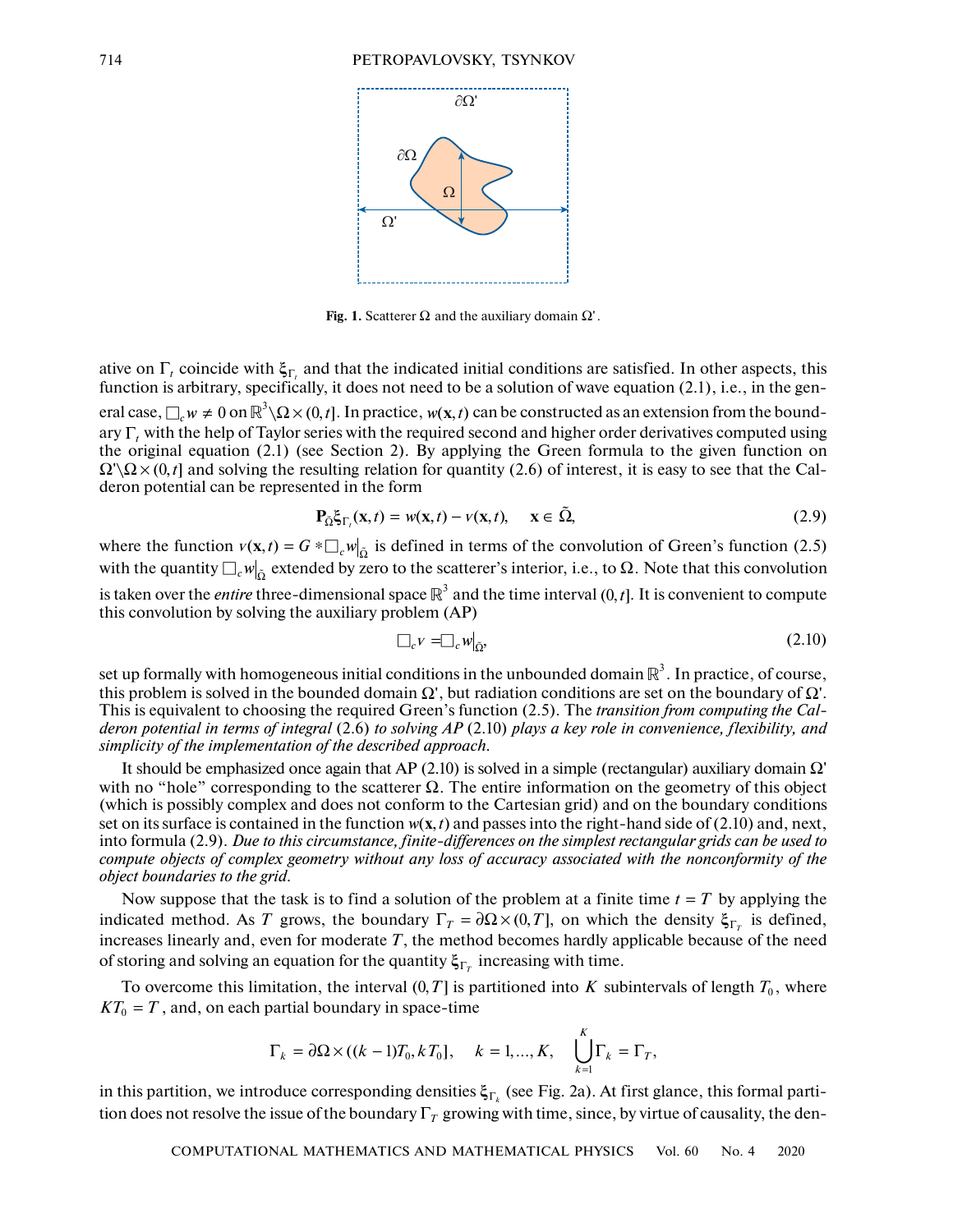∂Ω'

∂Ω

Ω

Ω'

**Fig. 1.** Scatterer Ω and the auxiliary domain Ω'.

ative on $\Gamma_t$ coincide with $\xi_{\Gamma_t}$ and that the indicated initial conditions are satisfied. In other aspects, this function is arbitrary, specifically, it does not need to be a solution of wave equation (2.1), i.e., in the general case, $\square_c w \neq 0$ on $\mathbb{R}^3\backslash\Omega \times (0,t]$. In practice, $w(\mathbf{x},t)$ can be constructed as an extension from the boundary $\Gamma_t$ with the help of Taylor series with the required second and higher order derivatives computed using the original equation (2.1) (see Section 2). By applying the Green formula to the given function on $\Omega'\backslash\Omega \times (0,t]$ and solving the resulting relation for quantity (2.6) of interest, it is easy to see that the Calderon potential can be represented in the form

$$\mathbf{P}_{\tilde{\Omega}}\xi_{\Gamma_t}(\mathbf{x},t) = w(\mathbf{x},t) - v(\mathbf{x},t), \quad \mathbf{x} \in \tilde{\Omega}, \tag{2.9}$$

where the function $v(\mathbf{x},t) = G * \square_c w|_{\tilde{\Omega}}$ is defined in terms of the convolution of Green's function (2.5) with the quantity $\square_c w|_{\tilde{\Omega}}$ extended by zero to the scatterer's interior, i.e., to $\Omega$. Note that this convolution is taken over the *entire* three-dimensional space $\mathbb{R}^3$ and the time interval $(0,t]$. It is convenient to compute this convolution by solving the auxiliary problem (AP)

$$\square_c v = \square_c w|_{\tilde{\Omega}}, \tag{2.10}$$

set up formally with homogeneous initial conditions in the unbounded domain $\mathbb{R}^3$. In practice, of course, this problem is solved in the bounded domain $\Omega'$, but radiation conditions are set on the boundary of $\Omega'$. This is equivalent to choosing the required Green's function (2.5). The *transition from computing the Calderon potential in terms of integral* (2.6) *to solving AP* (2.10) *plays a key role in convenience, flexibility, and simplicity of the implementation of the described approach.*

It should be emphasized once again that AP (2.10) is solved in a simple (rectangular) auxiliary domain $\Omega'$ with no "hole" corresponding to the scatterer $\Omega$. The entire information on the geometry of this object (which is possibly complex and does not conform to the Cartesian grid) and on the boundary conditions set on its surface is contained in the function $w(\mathbf{x},t)$ and passes into the right-hand side of (2.10) and, next, into formula (2.9). *Due to this circumstance, finite-differences on the simplest rectangular grids can be used to compute objects of complex geometry without any loss of accuracy associated with the nonconformity of the object boundaries to the grid.*

Now suppose that the task is to find a solution of the problem at a finite time $t = T$ by applying the indicated method. As $T$ grows, the boundary $\Gamma_T = \partial\Omega \times (0,T]$, on which the density $\xi_{\Gamma_T}$ is defined, increases linearly and, even for moderate $T$, the method becomes hardly applicable because of the need of storing and solving an equation for the quantity $\xi_{\Gamma_T}$ increasing with time.

To overcome this limitation, the interval $(0,T]$ is partitioned into $K$ subintervals of length $T_0$, where $KT_0 = T$, and, on each partial boundary in space-time

$$\Gamma_k = \partial\Omega \times ((k-1)T_0, kT_0], \quad k = 1,\dots,K, \quad \bigcup_{k=1}^{K}\Gamma_k = \Gamma_T,$$

in this partition, we introduce corresponding densities $\xi_{\Gamma_k}$ (see Fig. 2a). At first glance, this formal partition does not resolve the issue of the boundary $\Gamma_T$ growing with time, since, by virtue of causality, the den-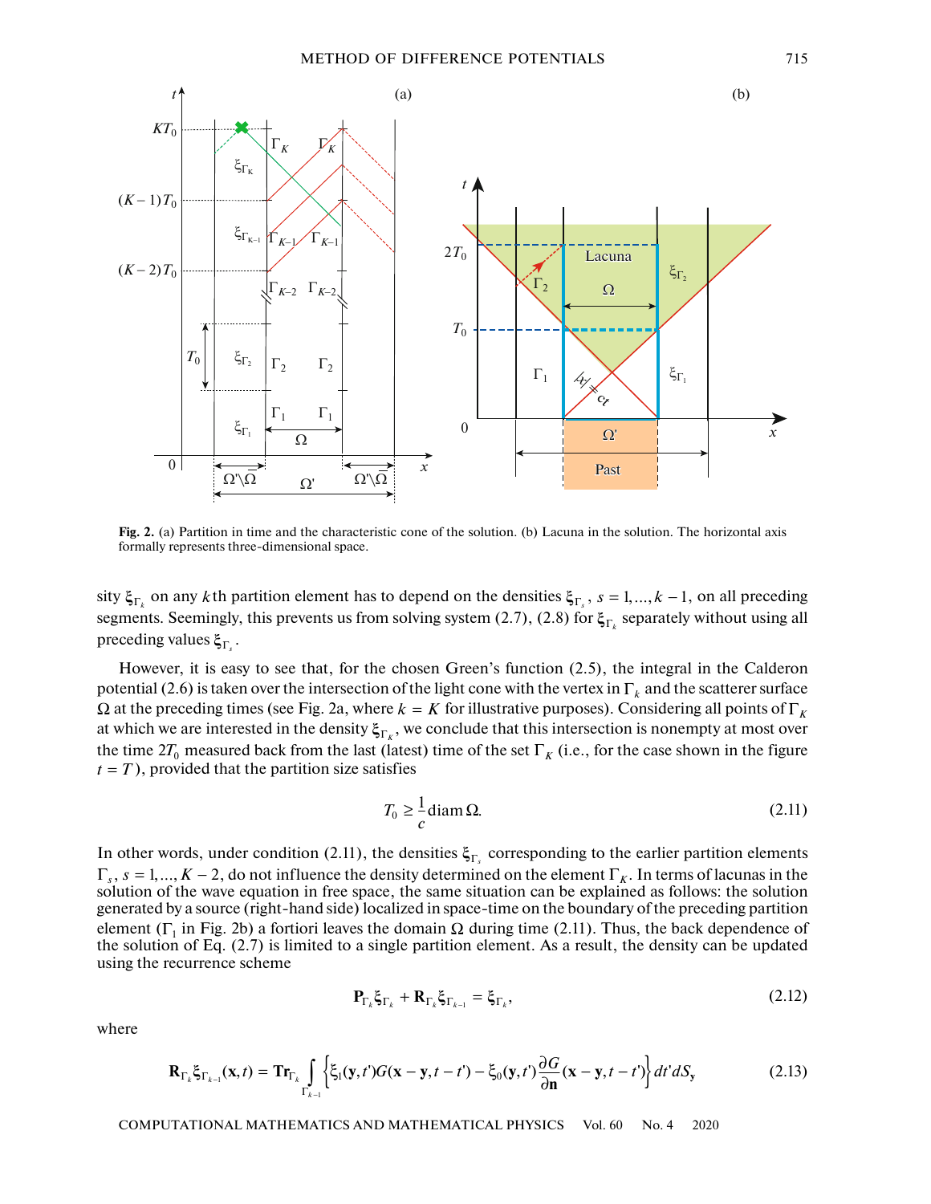(a)

(b)

Fig. 2. (a) Partition in time and the characteristic cone of the solution. (b) Lacuna in the solution. The horizontal axis formally represents three-dimensional space.

sity $\xi_{\Gamma_k}$ on any $k$th partition element has to depend on the densities $\xi_{\Gamma_s}$, $s = 1, \ldots, k-1$, on all preceding segments. Seemingly, this prevents us from solving system (2.7), (2.8) for $\xi_{\Gamma_k}$ separately without using all preceding values $\xi_{\Gamma_s}$.

However, it is easy to see that, for the chosen Green's function (2.5), the integral in the Calderon potential (2.6) is taken over the intersection of the light cone with the vertex in $\Gamma_k$ and the scatterer surface $\Omega$ at the preceding times (see Fig. 2a, where $k = K$ for illustrative purposes). Considering all points of $\Gamma_K$ at which we are interested in the density $\xi_{\Gamma_K}$, we conclude that this intersection is nonempty at most over the time $2T_0$ measured back from the last (latest) time of the set $\Gamma_K$ (i.e., for the case shown in the figure $t = T$), provided that the partition size satisfies

$$T_0 \geq \frac{1}{c}\operatorname{diam}\Omega. \tag{2.11}$$

In other words, under condition (2.11), the densities $\xi_{\Gamma_s}$ corresponding to the earlier partition elements $\Gamma_s$, $s = 1, \ldots, K-2$, do not influence the density determined on the element $\Gamma_K$. In terms of lacunas in the solution of the wave equation in free space, the same situation can be explained as follows: the solution generated by a source (right-hand side) localized in space-time on the boundary of the preceding partition element ($\Gamma_1$ in Fig. 2b) a fortiori leaves the domain $\Omega$ during time (2.11). Thus, the back dependence of the solution of Eq. (2.7) is limited to a single partition element. As a result, the density can be updated using the recurrence scheme

$$\mathbf{P}_{\Gamma_k}\xi_{\Gamma_k} + \mathbf{R}_{\Gamma_k}\xi_{\Gamma_{k-1}} = \xi_{\Gamma_k}, \tag{2.12}$$

where

$$\mathbf{R}_{\Gamma_k}\xi_{\Gamma_{k-1}}(\mathbf{x},t) = \mathbf{Tr}_{\Gamma_k}\int\limits_{\Gamma_{k-1}}\left\{\xi_1(\mathbf{y},t')G(\mathbf{x}-\mathbf{y},t-t') - \xi_0(\mathbf{y},t')\frac{\partial G}{\partial \mathbf{n}}(\mathbf{x}-\mathbf{y},t-t')\right\}dt'dS_{\mathbf{y}} \tag{2.13}$$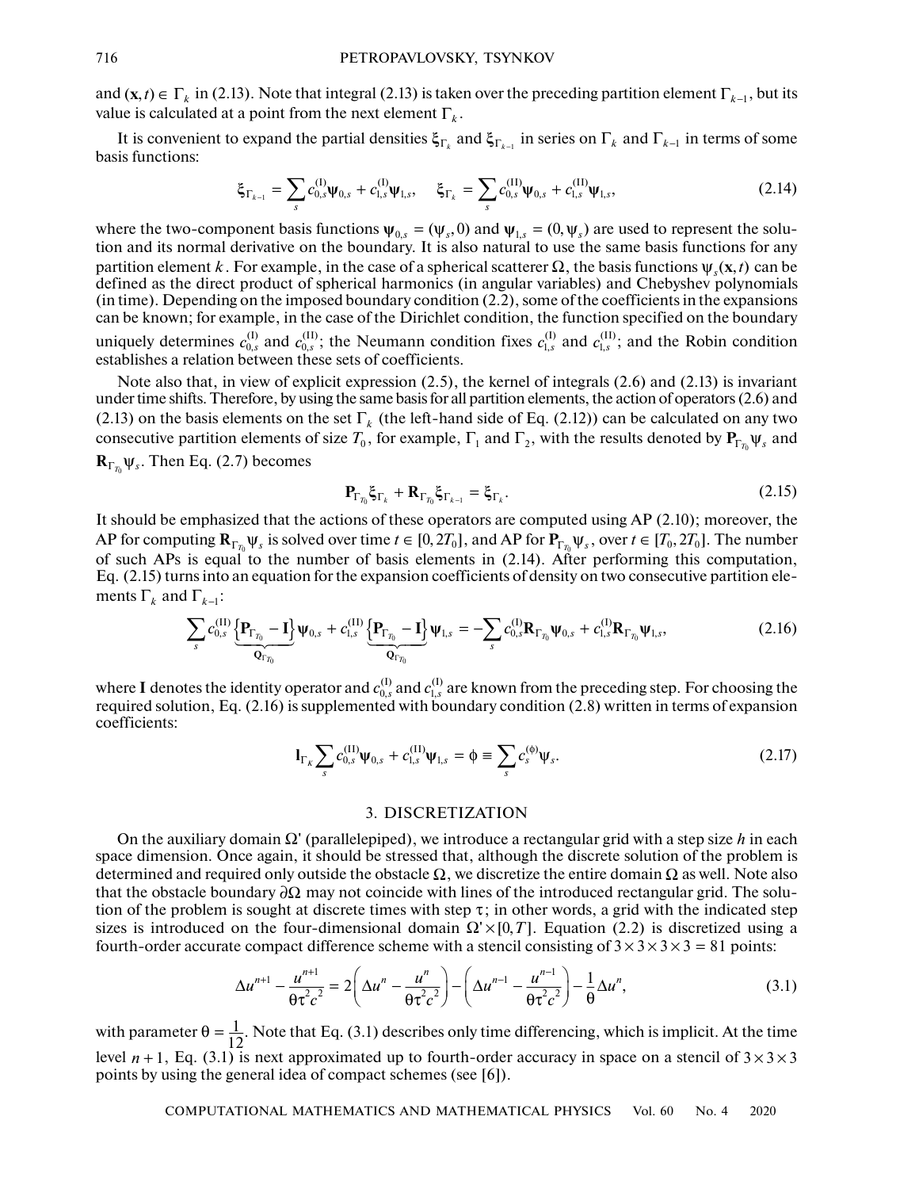and $(\mathbf{x}, t) \in \Gamma_k$ in (2.13). Note that integral (2.13) is taken over the preceding partition element $\Gamma_{k-1}$, but its value is calculated at a point from the next element $\Gamma_k$.

It is convenient to expand the partial densities $\boldsymbol{\xi}_{\Gamma_k}$ and $\boldsymbol{\xi}_{\Gamma_{k-1}}$ in series on $\Gamma_k$ and $\Gamma_{k-1}$ in terms of some basis functions:

$$\boldsymbol{\xi}_{\Gamma_{k-1}} = \sum_s c_{0,s}^{(\mathrm{I})}\boldsymbol{\psi}_{0,s} + c_{1,s}^{(\mathrm{I})}\boldsymbol{\psi}_{1,s}, \quad \boldsymbol{\xi}_{\Gamma_k} = \sum_s c_{0,s}^{(\mathrm{II})}\boldsymbol{\psi}_{0,s} + c_{1,s}^{(\mathrm{II})}\boldsymbol{\psi}_{1,s}, \tag{2.14}$$

where the two-component basis functions $\boldsymbol{\psi}_{0,s} = (\psi_s, 0)$ and $\boldsymbol{\psi}_{1,s} = (0, \psi_s)$ are used to represent the solution and its normal derivative on the boundary. It is also natural to use the same basis functions for any partition element $k$. For example, in the case of a spherical scatterer $\Omega$, the basis functions $\psi_s(\mathbf{x}, t)$ can be defined as the direct product of spherical harmonics (in angular variables) and Chebyshev polynomials (in time). Depending on the imposed boundary condition (2.2), some of the coefficients in the expansions can be known; for example, in the case of the Dirichlet condition, the function specified on the boundary uniquely determines $c_{0,s}^{(\mathrm{I})}$ and $c_{0,s}^{(\mathrm{II})}$; the Neumann condition fixes $c_{1,s}^{(\mathrm{I})}$ and $c_{1,s}^{(\mathrm{II})}$; and the Robin condition establishes a relation between these sets of coefficients.

Note also that, in view of explicit expression (2.5), the kernel of integrals (2.6) and (2.13) is invariant under time shifts. Therefore, by using the same basis for all partition elements, the action of operators (2.6) and (2.13) on the basis elements on the set $\Gamma_k$ (the left-hand side of Eq. (2.12)) can be calculated on any two consecutive partition elements of size $T_0$, for example, $\Gamma_1$ and $\Gamma_2$, with the results denoted by $\mathbf{P}_{\Gamma_{T_0}}\psi_s$ and $\mathbf{R}_{\Gamma_{T_0}}\psi_s$. Then Eq. (2.7) becomes

$$\mathbf{P}_{\Gamma_{T_0}}\boldsymbol{\xi}_{\Gamma_k} + \mathbf{R}_{\Gamma_{T_0}}\boldsymbol{\xi}_{\Gamma_{k-1}} = \boldsymbol{\xi}_{\Gamma_k}. \tag{2.15}$$

It should be emphasized that the actions of these operators are computed using AP (2.10); moreover, the AP for computing $\mathbf{R}_{\Gamma_{T_0}}\psi_s$ is solved over time $t \in [0, 2T_0]$, and AP for $\mathbf{P}_{\Gamma_{T_0}}\psi_s$, over $t \in [T_0, 2T_0]$. The number of such APs is equal to the number of basis elements in (2.14). After performing this computation, Eq. (2.15) turns into an equation for the expansion coefficients of density on two consecutive partition elements $\Gamma_k$ and $\Gamma_{k-1}$:

$$\sum_s c_{0,s}^{(\mathrm{II})}\underbrace{\left\{\mathbf{P}_{\Gamma_{T_0}} - \mathbf{I}\right\}}_{\mathbf{Q}_{\Gamma_{T_0}}}\boldsymbol{\psi}_{0,s} + c_{1,s}^{(\mathrm{II})}\underbrace{\left\{\mathbf{P}_{\Gamma_{T_0}} - \mathbf{I}\right\}}_{\mathbf{Q}_{\Gamma_{T_0}}}\boldsymbol{\psi}_{1,s} = -\sum_s c_{0,s}^{(\mathrm{I})}\mathbf{R}_{\Gamma_{T_0}}\boldsymbol{\psi}_{0,s} + c_{1,s}^{(\mathrm{I})}\mathbf{R}_{\Gamma_{T_0}}\boldsymbol{\psi}_{1,s}, \tag{2.16}$$

where $\mathbf{I}$ denotes the identity operator and $c_{0,s}^{(\mathrm{I})}$ and $c_{1,s}^{(\mathrm{I})}$ are known from the preceding step. For choosing the required solution, Eq. (2.16) is supplemented with boundary condition (2.8) written in terms of expansion coefficients:

$$\mathbf{l}_{\Gamma_k}\sum_s c_{0,s}^{(\mathrm{II})}\boldsymbol{\psi}_{0,s} + c_{1,s}^{(\mathrm{II})}\boldsymbol{\psi}_{1,s} = \phi \equiv \sum_s c_s^{(\phi)}\psi_s. \tag{2.17}$$

## 3. DISCRETIZATION

On the auxiliary domain $\Omega'$ (parallelepiped), we introduce a rectangular grid with a step size $h$ in each space dimension. Once again, it should be stressed that, although the discrete solution of the problem is determined and required only outside the obstacle $\Omega$, we discretize the entire domain $\Omega$ as well. Note also that the obstacle boundary $\partial\Omega$ may not coincide with lines of the introduced rectangular grid. The solution of the problem is sought at discrete times with step $\tau$; in other words, a grid with the indicated step sizes is introduced on the four-dimensional domain $\Omega' \times [0, T]$. Equation (2.2) is discretized using a fourth-order accurate compact difference scheme with a stencil consisting of $3 \times 3 \times 3 \times 3 = 81$ points:

$$\Delta u^{n+1} - \frac{u^{n+1}}{\theta\tau^2 c^2} = 2\left(\Delta u^n - \frac{u^n}{\theta\tau^2 c^2}\right) - \left(\Delta u^{n-1} - \frac{u^{n-1}}{\theta\tau^2 c^2}\right) - \frac{1}{\theta}\Delta u^n, \tag{3.1}$$

with parameter $\theta = \dfrac{1}{12}$. Note that Eq. (3.1) describes only time differencing, which is implicit. At the time level $n+1$, Eq. (3.1) is next approximated up to fourth-order accuracy in space on a stencil of $3 \times 3 \times 3$ points by using the general idea of compact schemes (see [6]).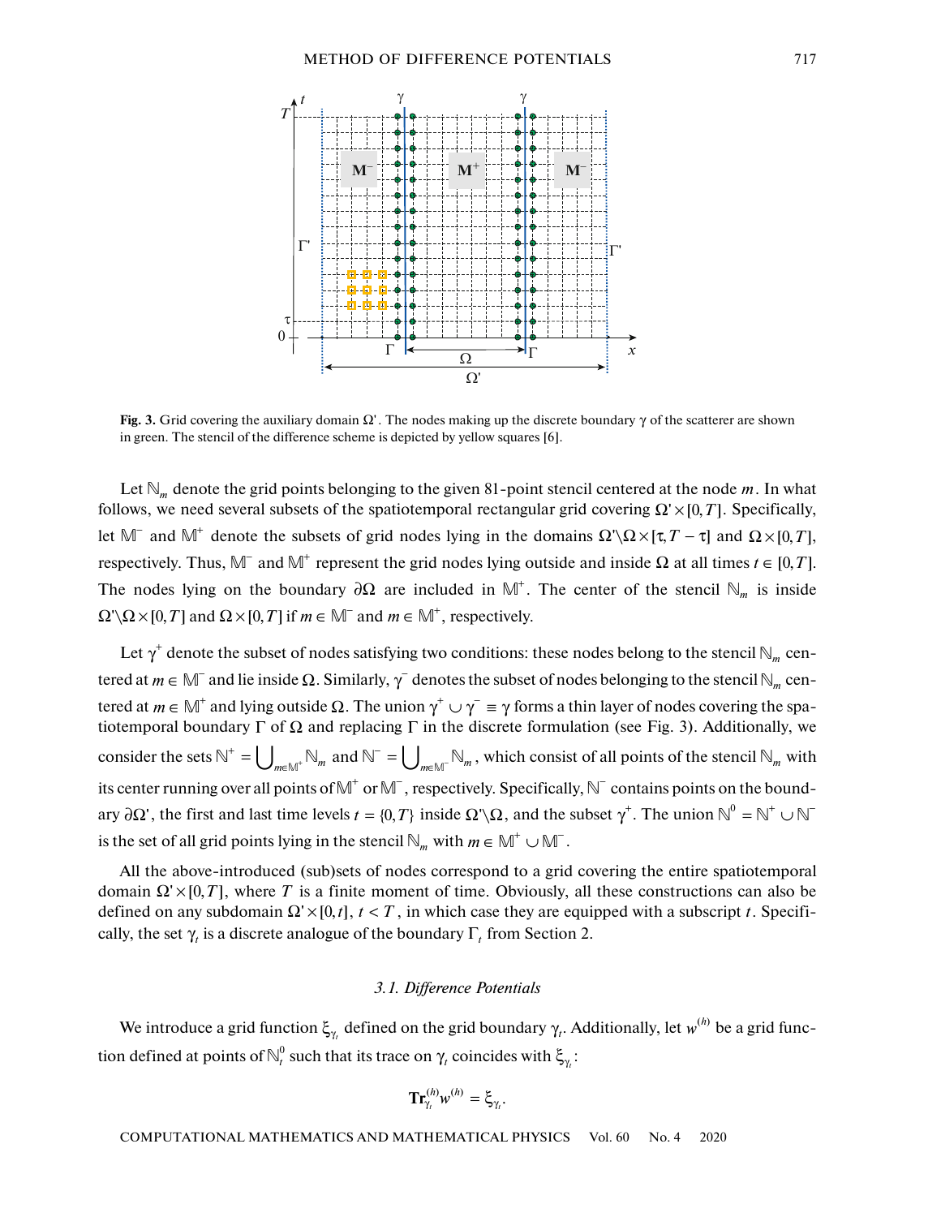**Fig. 3.** Grid covering the auxiliary domain $\Omega'$. The nodes making up the discrete boundary $\gamma$ of the scatterer are shown in green. The stencil of the difference scheme is depicted by yellow squares [6].

Let $\mathbb{N}_m$ denote the grid points belonging to the given 81-point stencil centered at the node $m$. In what follows, we need several subsets of the spatiotemporal rectangular grid covering $\Omega' \times [0, T]$. Specifically, let $\mathbb{M}^-$ and $\mathbb{M}^+$ denote the subsets of grid nodes lying in the domains $\Omega' \backslash \Omega \times [\tau, T - \tau]$ and $\Omega \times [0, T]$, respectively. Thus, $\mathbb{M}^-$ and $\mathbb{M}^+$ represent the grid nodes lying outside and inside $\Omega$ at all times $t \in [0, T]$. The nodes lying on the boundary $\partial\Omega$ are included in $\mathbb{M}^+$. The center of the stencil $\mathbb{N}_m$ is inside $\Omega' \backslash \Omega \times [0, T]$ and $\Omega \times [0, T]$ if $m \in \mathbb{M}^-$ and $m \in \mathbb{M}^+$, respectively.

Let $\gamma^+$ denote the subset of nodes satisfying two conditions: these nodes belong to the stencil $\mathbb{N}_m$ centered at $m \in \mathbb{M}^-$ and lie inside $\Omega$. Similarly, $\gamma^-$ denotes the subset of nodes belonging to the stencil $\mathbb{N}_m$ centered at $m \in \mathbb{M}^+$ and lying outside $\Omega$. The union $\gamma^+ \cup \gamma^- \equiv \gamma$ forms a thin layer of nodes covering the spatiotemporal boundary $\Gamma$ of $\Omega$ and replacing $\Gamma$ in the discrete formulation (see Fig. 3). Additionally, we consider the sets $\mathbb{N}^+ = \bigcup_{m \in \mathbb{M}^+} \mathbb{N}_m$ and $\mathbb{N}^- = \bigcup_{m \in \mathbb{M}^-} \mathbb{N}_m$, which consist of all points of the stencil $\mathbb{N}_m$ with its center running over all points of $\mathbb{M}^+$ or $\mathbb{M}^-$, respectively. Specifically, $\mathbb{N}^-$ contains points on the boundary $\partial\Omega'$, the first and last time levels $t = \{0, T\}$ inside $\Omega' \backslash \Omega$, and the subset $\gamma^+$. The union $\mathbb{N}^0 = \mathbb{N}^+ \cup \mathbb{N}^-$ is the set of all grid points lying in the stencil $\mathbb{N}_m$ with $m \in \mathbb{M}^+ \cup \mathbb{M}^-$.

All the above-introduced (sub)sets of nodes correspond to a grid covering the entire spatiotemporal domain $\Omega' \times [0, T]$, where $T$ is a finite moment of time. Obviously, all these constructions can also be defined on any subdomain $\Omega' \times [0, t]$, $t < T$, in which case they are equipped with a subscript $t$. Specifically, the set $\gamma_t$ is a discrete analogue of the boundary $\Gamma_t$ from Section 2.

### *3.1. Difference Potentials*

We introduce a grid function $\xi_{\gamma_t}$ defined on the grid boundary $\gamma_t$. Additionally, let $w^{(h)}$ be a grid function defined at points of $\mathbb{N}_t^0$ such that its trace on $\gamma_t$ coincides with $\xi_{\gamma_t}$:

$$\mathbf{Tr}_{\gamma_t}^{(h)} w^{(h)} = \xi_{\gamma_t}.$$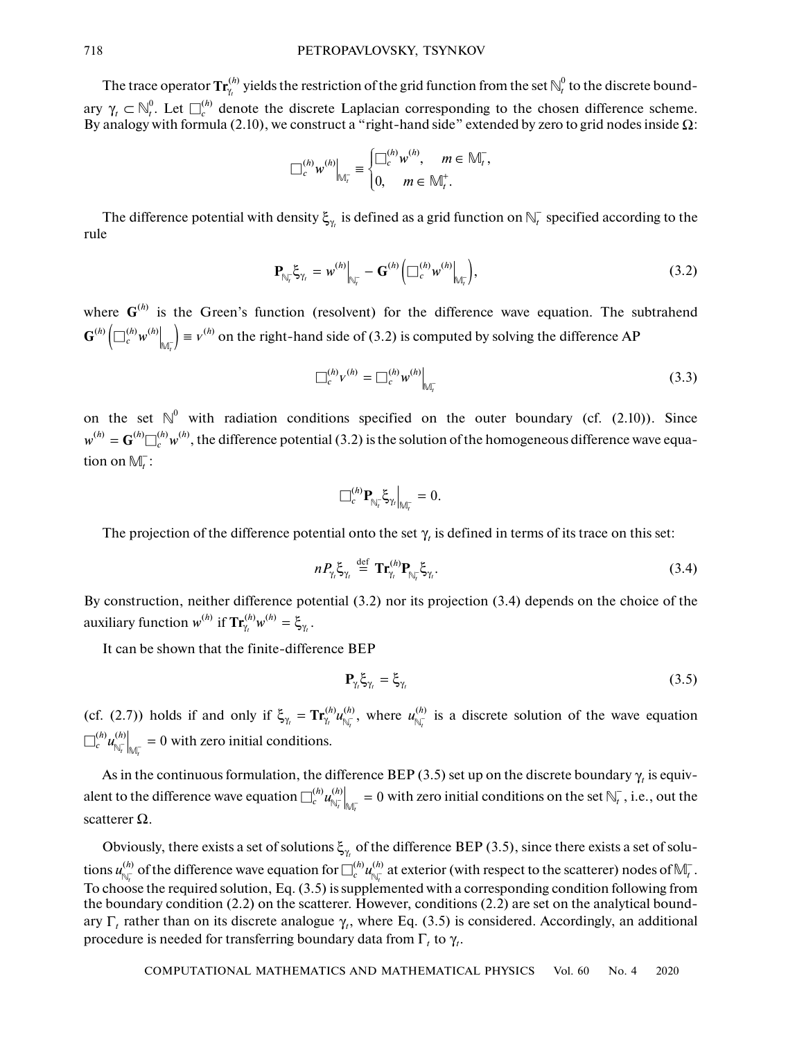The trace operator $\mathbf{Tr}^{(h)}_{\gamma_t}$ yields the restriction of the grid function from the set $\mathbb{N}^0_t$ to the discrete boundary $\gamma_t \subset \mathbb{N}^0_t$. Let $\square^{(h)}_c$ denote the discrete Laplacian corresponding to the chosen difference scheme. By analogy with formula (2.10), we construct a "right-hand side" extended by zero to grid nodes inside $\Omega$:

$$\square^{(h)}_c w^{(h)}\Big|_{\mathbb{M}^-_t} \equiv \begin{cases} \square^{(h)}_c w^{(h)}, & m \in \mathbb{M}^-_t, \\ 0, & m \in \mathbb{M}^+_t. \end{cases}$$

The difference potential with density $\xi_{\gamma_t}$ is defined as a grid function on $\mathbb{N}^-_t$ specified according to the rule

$$\mathbf{P}_{\mathbb{N}^-_t}\xi_{\gamma_t} = w^{(h)}\Big|_{\mathbb{N}^-_t} - \mathbf{G}^{(h)}\left(\square^{(h)}_c w^{(h)}\Big|_{\mathbb{M}^-_t}\right), \tag{3.2}$$

where $\mathbf{G}^{(h)}$ is the Green's function (resolvent) for the difference wave equation. The subtrahend $\mathbf{G}^{(h)}\left(\square^{(h)}_c w^{(h)}\Big|_{\mathbb{M}^-_t}\right) \equiv v^{(h)}$ on the right-hand side of (3.2) is computed by solving the difference AP

$$\square^{(h)}_c v^{(h)} = \square^{(h)}_c w^{(h)}\Big|_{\mathbb{M}^-_t} \tag{3.3}$$

on the set $\mathbb{N}^0$ with radiation conditions specified on the outer boundary (cf. (2.10)). Since $w^{(h)} = \mathbf{G}^{(h)}\square^{(h)}_c w^{(h)}$, the difference potential (3.2) is the solution of the homogeneous difference wave equation on $\mathbb{M}^-_t$:

$$\square^{(h)}_c \mathbf{P}_{\mathbb{N}^-_t}\xi_{\gamma_t}\Big|_{\mathbb{M}^-_t} = 0.$$

The projection of the difference potential onto the set $\gamma_t$ is defined in terms of its trace on this set:

$$nP_{\gamma_t}\xi_{\gamma_t} \stackrel{\text{def}}{=} \mathbf{Tr}^{(h)}_{\gamma_t}\mathbf{P}_{\mathbb{N}^-_t}\xi_{\gamma_t}. \tag{3.4}$$

By construction, neither difference potential (3.2) nor its projection (3.4) depends on the choice of the auxiliary function $w^{(h)}$ if $\mathbf{Tr}^{(h)}_{\gamma_t} w^{(h)} = \xi_{\gamma_t}$.

It can be shown that the finite-difference BEP

$$\mathbf{P}_{\gamma_t}\xi_{\gamma_t} = \xi_{\gamma_t} \tag{3.5}$$

(cf. (2.7)) holds if and only if $\xi_{\gamma_t} = \mathbf{Tr}^{(h)}_{\gamma_t} u^{(h)}_{\mathbb{N}^-_t}$, where $u^{(h)}_{\mathbb{N}^-_t}$ is a discrete solution of the wave equation $\square^{(h)}_c u^{(h)}_{\mathbb{N}^-_t}\Big|_{\mathbb{M}^-_t} = 0$ with zero initial conditions.

As in the continuous formulation, the difference BEP (3.5) set up on the discrete boundary $\gamma_t$ is equivalent to the difference wave equation $\square^{(h)}_c u^{(h)}_{\mathbb{N}^-_t}\Big|_{\mathbb{M}^-_t} = 0$ with zero initial conditions on the set $\mathbb{N}^-_t$, i.e., out the scatterer $\Omega$.

Obviously, there exists a set of solutions $\xi_{\gamma_t}$ of the difference BEP (3.5), since there exists a set of solutions $u^{(h)}_{\mathbb{N}^-_t}$ of the difference wave equation for $\square^{(h)}_c u^{(h)}_{\mathbb{N}^-_t}$ at exterior (with respect to the scatterer) nodes of $\mathbb{M}^-_t$. To choose the required solution, Eq. (3.5) is supplemented with a corresponding condition following from the boundary condition (2.2) on the scatterer. However, conditions (2.2) are set on the analytical boundary $\Gamma_t$ rather than on its discrete analogue $\gamma_t$, where Eq. (3.5) is considered. Accordingly, an additional procedure is needed for transferring boundary data from $\Gamma_t$ to $\gamma_t$.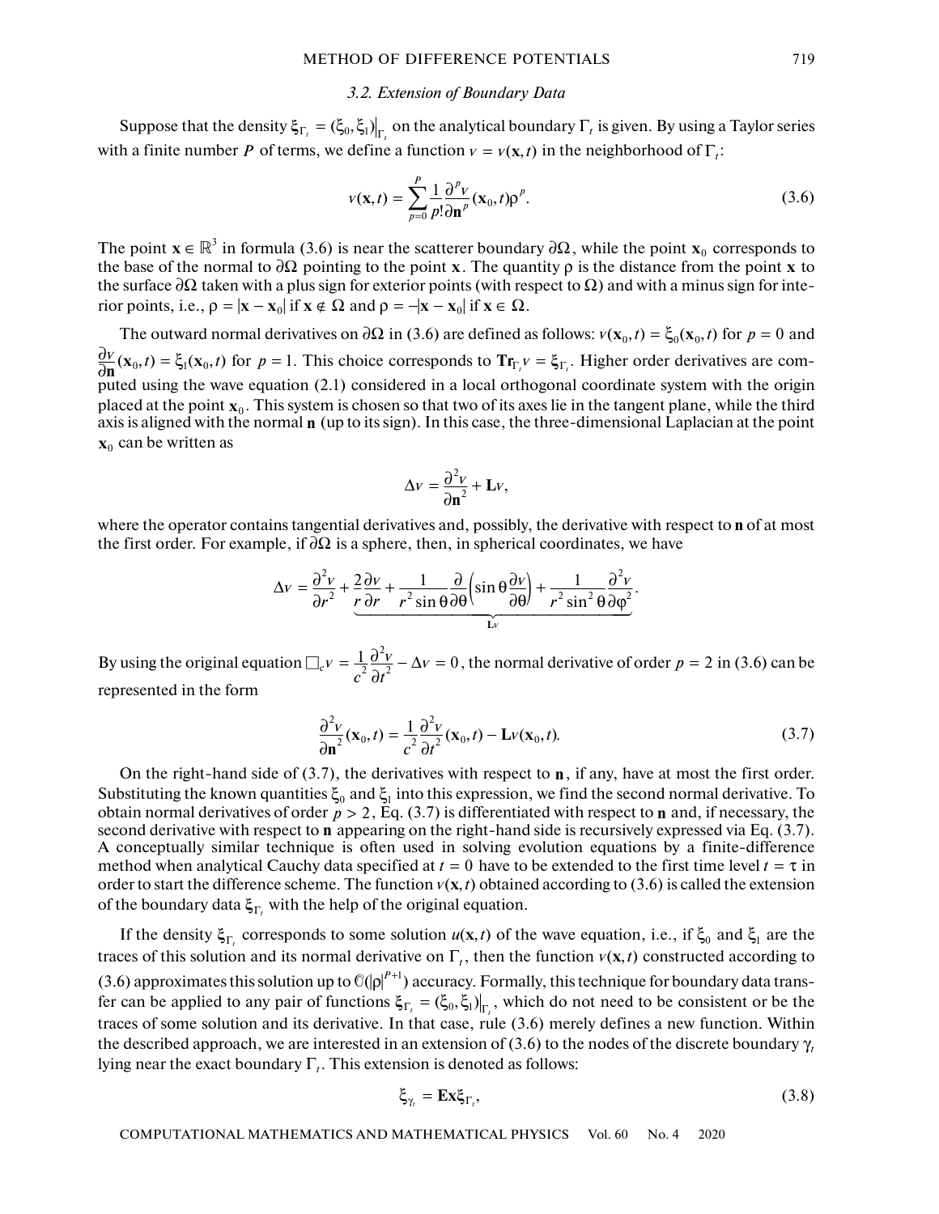### 3.2. Extension of Boundary Data

Suppose that the density $\xi_{\Gamma_t} = (\xi_0, \xi_1)|_{\Gamma_t}$ on the analytical boundary $\Gamma_t$ is given. By using a Taylor series with a finite number $P$ of terms, we define a function $v = v(\mathbf{x}, t)$ in the neighborhood of $\Gamma_t$:

$$v(\mathbf{x}, t) = \sum_{p=0}^{P} \frac{1}{p!} \frac{\partial^p v}{\partial \mathbf{n}^p}(\mathbf{x}_0, t)\rho^p. \tag{3.6}$$

The point $\mathbf{x} \in \mathbb{R}^3$ in formula (3.6) is near the scatterer boundary $\partial\Omega$, while the point $\mathbf{x}_0$ corresponds to the base of the normal to $\partial\Omega$ pointing to the point $\mathbf{x}$. The quantity $\rho$ is the distance from the point $\mathbf{x}$ to the surface $\partial\Omega$ taken with a plus sign for exterior points (with respect to $\Omega$) and with a minus sign for interior points, i.e., $\rho = |\mathbf{x} - \mathbf{x}_0|$ if $\mathbf{x} \notin \Omega$ and $\rho = -|\mathbf{x} - \mathbf{x}_0|$ if $\mathbf{x} \in \Omega$.

The outward normal derivatives on $\partial\Omega$ in (3.6) are defined as follows: $v(\mathbf{x}_0, t) = \xi_0(\mathbf{x}_0, t)$ for $p = 0$ and $\frac{\partial v}{\partial \mathbf{n}}(\mathbf{x}_0, t) = \xi_1(\mathbf{x}_0, t)$ for $p = 1$. This choice corresponds to $\mathbf{Tr}_{\Gamma_t} v = \xi_{\Gamma_t}$. Higher order derivatives are computed using the wave equation (2.1) considered in a local orthogonal coordinate system with the origin placed at the point $\mathbf{x}_0$. This system is chosen so that two of its axes lie in the tangent plane, while the third axis is aligned with the normal $\mathbf{n}$ (up to its sign). In this case, the three-dimensional Laplacian at the point $\mathbf{x}_0$ can be written as

$$\Delta v = \frac{\partial^2 v}{\partial \mathbf{n}^2} + \mathbf{L}v,$$

where the operator contains tangential derivatives and, possibly, the derivative with respect to $\mathbf{n}$ of at most the first order. For example, if $\partial\Omega$ is a sphere, then, in spherical coordinates, we have

$$\Delta v = \frac{\partial^2 v}{\partial r^2} + \underbrace{\frac{2}{r}\frac{\partial v}{\partial r} + \frac{1}{r^2 \sin\theta}\frac{\partial}{\partial\theta}\left(\sin\theta \frac{\partial v}{\partial\theta}\right) + \frac{1}{r^2 \sin^2\theta}\frac{\partial^2 v}{\partial\varphi^2}}_{\mathbf{L}v}.$$

By using the original equation $\square_c v = \frac{1}{c^2}\frac{\partial^2 v}{\partial t^2} - \Delta v = 0$, the normal derivative of order $p = 2$ in (3.6) can be represented in the form

$$\frac{\partial^2 v}{\partial \mathbf{n}^2}(\mathbf{x}_0, t) = \frac{1}{c^2}\frac{\partial^2 v}{\partial t^2}(\mathbf{x}_0, t) - \mathbf{L}v(\mathbf{x}_0, t). \tag{3.7}$$

On the right-hand side of (3.7), the derivatives with respect to $\mathbf{n}$, if any, have at most the first order. Substituting the known quantities $\xi_0$ and $\xi_1$ into this expression, we find the second normal derivative. To obtain normal derivatives of order $p > 2$, Eq. (3.7) is differentiated with respect to $\mathbf{n}$ and, if necessary, the second derivative with respect to $\mathbf{n}$ appearing on the right-hand side is recursively expressed via Eq. (3.7). A conceptually similar technique is often used in solving evolution equations by a finite-difference method when analytical Cauchy data specified at $t = 0$ have to be extended to the first time level $t = \tau$ in order to start the difference scheme. The function $v(\mathbf{x}, t)$ obtained according to (3.6) is called the extension of the boundary data $\xi_{\Gamma_t}$ with the help of the original equation.

If the density $\xi_{\Gamma_t}$ corresponds to some solution $u(\mathbf{x}, t)$ of the wave equation, i.e., if $\xi_0$ and $\xi_1$ are the traces of this solution and its normal derivative on $\Gamma_t$, then the function $v(\mathbf{x}, t)$ constructed according to (3.6) approximates this solution up to $\mathbb{O}(|\rho|^{P+1})$ accuracy. Formally, this technique for boundary data transfer can be applied to any pair of functions $\xi_{\Gamma_t} = (\xi_0, \xi_1)|_{\Gamma_t}$, which do not need to be consistent or be the traces of some solution and its derivative. In that case, rule (3.6) merely defines a new function. Within the described approach, we are interested in an extension of (3.6) to the nodes of the discrete boundary $\gamma_t$ lying near the exact boundary $\Gamma_t$. This extension is denoted as follows:

$$\xi_{\gamma_t} = \mathbf{Ex}\xi_{\Gamma_t}, \tag{3.8}$$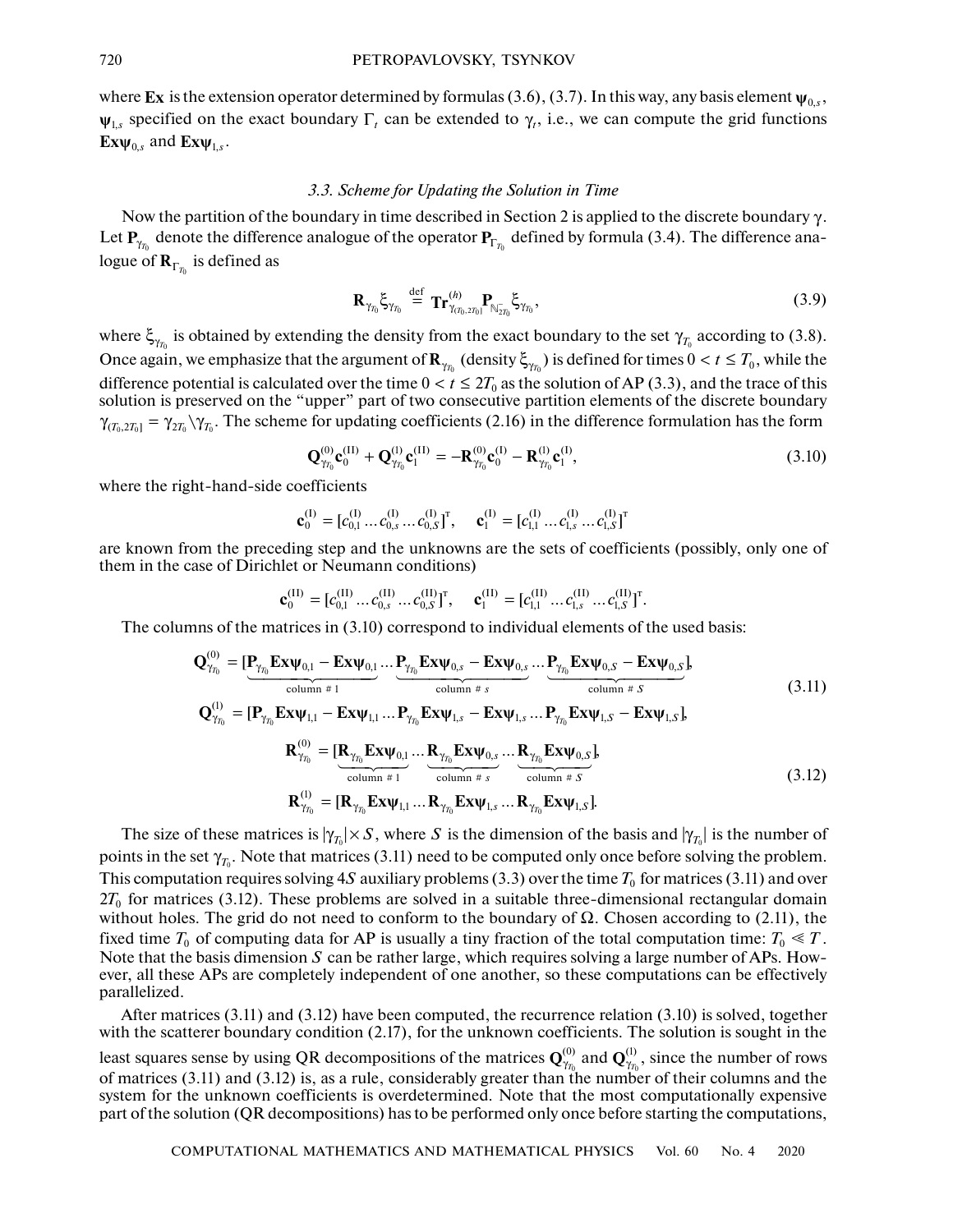where $\mathbf{Ex}$ is the extension operator determined by formulas (3.6), (3.7). In this way, any basis element $\boldsymbol{\psi}_{0,s}$, $\boldsymbol{\psi}_{1,s}$ specified on the exact boundary $\Gamma_t$ can be extended to $\gamma_t$, i.e., we can compute the grid functions $\mathbf{Ex}\boldsymbol{\psi}_{0,s}$ and $\mathbf{Ex}\boldsymbol{\psi}_{1,s}$.

### *3.3. Scheme for Updating the Solution in Time*

Now the partition of the boundary in time described in Section 2 is applied to the discrete boundary $\gamma$. Let $\mathbf{P}_{\gamma_{T_0}}$ denote the difference analogue of the operator $\mathbf{P}_{\Gamma_{T_0}}$ defined by formula (3.4). The difference analogue of $\mathbf{R}_{\Gamma_{T_0}}$ is defined as

$$\mathbf{R}_{\gamma_{T_0}}\xi_{\gamma_{T_0}} \stackrel{\text{def}}{=} \mathbf{Tr}^{(h)}_{\gamma_{(T_0,2T_0]}}\mathbf{P}_{\mathbb{N}^-_{2T_0}}\xi_{\gamma_{T_0}}, \tag{3.9}$$

where $\xi_{\gamma_{T_0}}$ is obtained by extending the density from the exact boundary to the set $\gamma_{T_0}$ according to (3.8). Once again, we emphasize that the argument of $\mathbf{R}_{\gamma_{T_0}}$ (density $\xi_{\gamma_{T_0}}$) is defined for times $0 < t \le T_0$, while the difference potential is calculated over the time $0 < t \le 2T_0$ as the solution of AP (3.3), and the trace of this solution is preserved on the "upper" part of two consecutive partition elements of the discrete boundary $\gamma_{(T_0,2T_0]} = \gamma_{2T_0}\backslash\gamma_{T_0}$. The scheme for updating coefficients (2.16) in the difference formulation has the form

$$\mathbf{Q}^{(0)}_{\gamma_{T_0}}\mathbf{c}^{(\mathrm{II})}_0 + \mathbf{Q}^{(1)}_{\gamma_{T_0}}\mathbf{c}^{(\mathrm{II})}_1 = -\mathbf{R}^{(0)}_{\gamma_{T_0}}\mathbf{c}^{(\mathrm{I})}_0 - \mathbf{R}^{(1)}_{\gamma_{T_0}}\mathbf{c}^{(\mathrm{I})}_1, \tag{3.10}$$

where the right-hand-side coefficients

$$\mathbf{c}^{(\mathrm{I})}_0 = [c^{(\mathrm{I})}_{0,1}\dots c^{(\mathrm{I})}_{0,s}\dots c^{(\mathrm{I})}_{0,S}]^{\mathrm{T}}, \quad \mathbf{c}^{(\mathrm{I})}_1 = [c^{(\mathrm{I})}_{1,1}\dots c^{(\mathrm{I})}_{1,s}\dots c^{(\mathrm{I})}_{1,S}]^{\mathrm{T}}$$

are known from the preceding step and the unknowns are the sets of coefficients (possibly, only one of them in the case of Dirichlet or Neumann conditions)

$$\mathbf{c}^{(\mathrm{II})}_0 = [c^{(\mathrm{II})}_{0,1}\dots c^{(\mathrm{II})}_{0,s}\dots c^{(\mathrm{II})}_{0,S}]^{\mathrm{T}}, \quad \mathbf{c}^{(\mathrm{II})}_1 = [c^{(\mathrm{II})}_{1,1}\dots c^{(\mathrm{II})}_{1,s}\dots c^{(\mathrm{II})}_{1,S}]^{\mathrm{T}}.$$

The columns of the matrices in (3.10) correspond to individual elements of the used basis:

$$\begin{aligned}
\mathbf{Q}^{(0)}_{\gamma_{T_0}} &= [\underbrace{\mathbf{P}_{\gamma_{T_0}}\mathbf{Ex}\boldsymbol{\psi}_{0,1} - \mathbf{Ex}\boldsymbol{\psi}_{0,1}}_{\text{column \# 1}}\dots\underbrace{\mathbf{P}_{\gamma_{T_0}}\mathbf{Ex}\boldsymbol{\psi}_{0,s} - \mathbf{Ex}\boldsymbol{\psi}_{0,s}}_{\text{column \# } s}\dots\underbrace{\mathbf{P}_{\gamma_{T_0}}\mathbf{Ex}\boldsymbol{\psi}_{0,S} - \mathbf{Ex}\boldsymbol{\psi}_{0,S}}_{\text{column \# } S}],\\
\mathbf{Q}^{(1)}_{\gamma_{T_0}} &= [\mathbf{P}_{\gamma_{T_0}}\mathbf{Ex}\boldsymbol{\psi}_{1,1} - \mathbf{Ex}\boldsymbol{\psi}_{1,1}\dots\mathbf{P}_{\gamma_{T_0}}\mathbf{Ex}\boldsymbol{\psi}_{1,s} - \mathbf{Ex}\boldsymbol{\psi}_{1,s}\dots\mathbf{P}_{\gamma_{T_0}}\mathbf{Ex}\boldsymbol{\psi}_{1,S} - \mathbf{Ex}\boldsymbol{\psi}_{1,S}],
\end{aligned} \tag{3.11}$$

$$\begin{aligned}
\mathbf{R}^{(0)}_{\gamma_{T_0}} &= [\underbrace{\mathbf{R}_{\gamma_{T_0}}\mathbf{Ex}\boldsymbol{\psi}_{0,1}}_{\text{column \# 1}}\dots\underbrace{\mathbf{R}_{\gamma_{T_0}}\mathbf{Ex}\boldsymbol{\psi}_{0,s}}_{\text{column \# } s}\dots\underbrace{\mathbf{R}_{\gamma_{T_0}}\mathbf{Ex}\boldsymbol{\psi}_{0,S}}_{\text{column \# } S}],\\
\mathbf{R}^{(1)}_{\gamma_{T_0}} &= [\mathbf{R}_{\gamma_{T_0}}\mathbf{Ex}\boldsymbol{\psi}_{1,1}\dots\mathbf{R}_{\gamma_{T_0}}\mathbf{Ex}\boldsymbol{\psi}_{1,s}\dots\mathbf{R}_{\gamma_{T_0}}\mathbf{Ex}\boldsymbol{\psi}_{1,S}].
\end{aligned} \tag{3.12}$$

The size of these matrices is $|\gamma_{T_0}| \times S$, where $S$ is the dimension of the basis and $|\gamma_{T_0}|$ is the number of points in the set $\gamma_{T_0}$. Note that matrices (3.11) need to be computed only once before solving the problem. This computation requires solving $4S$ auxiliary problems (3.3) over the time $T_0$ for matrices (3.11) and over $2T_0$ for matrices (3.12). These problems are solved in a suitable three-dimensional rectangular domain without holes. The grid do not need to conform to the boundary of $\Omega$. Chosen according to (2.11), the fixed time $T_0$ of computing data for AP is usually a tiny fraction of the total computation time: $T_0 \ll T$. Note that the basis dimension $S$ can be rather large, which requires solving a large number of APs. However, all these APs are completely independent of one another, so these computations can be effectively parallelized.

After matrices (3.11) and (3.12) have been computed, the recurrence relation (3.10) is solved, together with the scatterer boundary condition (2.17), for the unknown coefficients. The solution is sought in the least squares sense by using QR decompositions of the matrices $\mathbf{Q}^{(0)}_{\gamma_{T_0}}$ and $\mathbf{Q}^{(1)}_{\gamma_{T_0}}$, since the number of rows of matrices (3.11) and (3.12) is, as a rule, considerably greater than the number of their columns and the system for the unknown coefficients is overdetermined. Note that the most computationally expensive part of the solution (QR decompositions) has to be performed only once before starting the computations,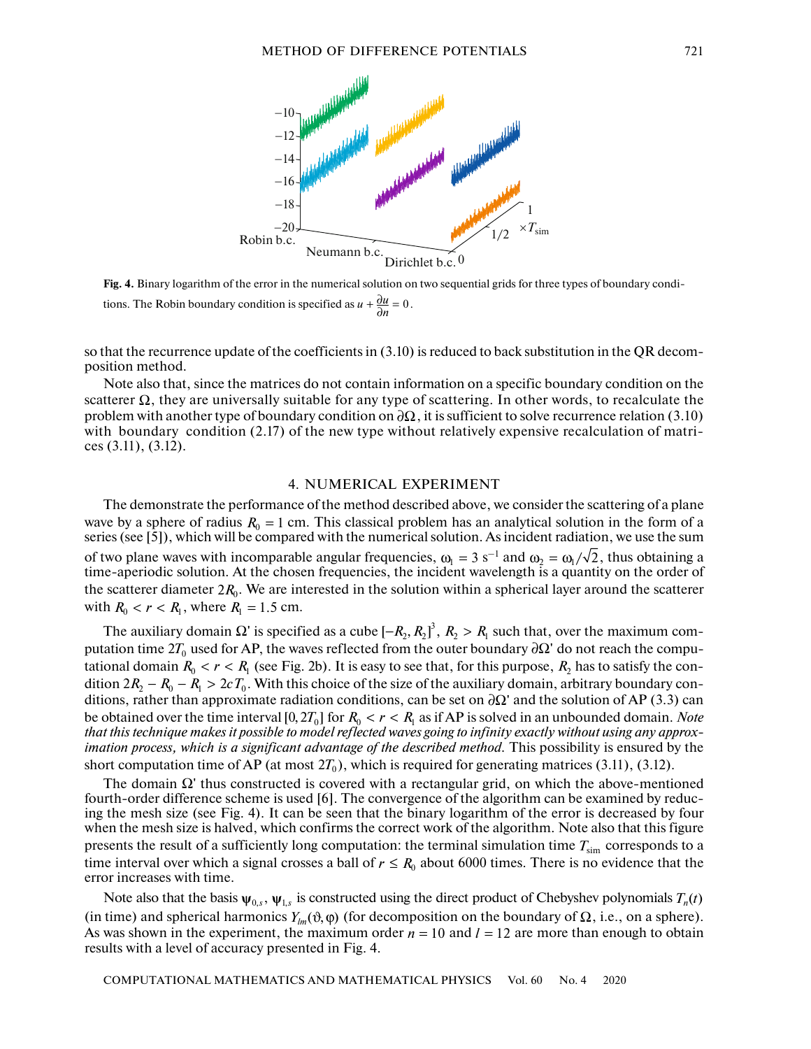−10
−12
−14
−16
−18
−20
Robin b.c.
Neumann b.c.
Dirichlet b.c.
0
1/2
1
$\times T_{\text{sim}}$

**Fig. 4.** Binary logarithm of the error in the numerical solution on two sequential grids for three types of boundary conditions. The Robin boundary condition is specified as $u + \frac{\partial u}{\partial n} = 0$.

so that the recurrence update of the coefficients in (3.10) is reduced to back substitution in the QR decomposition method.

Note also that, since the matrices do not contain information on a specific boundary condition on the scatterer $\Omega$, they are universally suitable for any type of scattering. In other words, to recalculate the problem with another type of boundary condition on $\partial\Omega$, it is sufficient to solve recurrence relation (3.10) with boundary condition (2.17) of the new type without relatively expensive recalculation of matrices (3.11), (3.12).

## 4. NUMERICAL EXPERIMENT

The demonstrate the performance of the method described above, we consider the scattering of a plane wave by a sphere of radius $R_0 = 1$ cm. This classical problem has an analytical solution in the form of a series (see [5]), which will be compared with the numerical solution. As incident radiation, we use the sum of two plane waves with incomparable angular frequencies, $\omega_1 = 3$ s$^{-1}$ and $\omega_2 = \omega_1/\sqrt{2}$, thus obtaining a time-aperiodic solution. At the chosen frequencies, the incident wavelength is a quantity on the order of the scatterer diameter $2R_0$. We are interested in the solution within a spherical layer around the scatterer with $R_0 < r < R_1$, where $R_1 = 1.5$ cm.

The auxiliary domain $\Omega'$ is specified as a cube $[-R_2, R_2]^3$, $R_2 > R_1$ such that, over the maximum computation time $2T_0$ used for AP, the waves reflected from the outer boundary $\partial\Omega'$ do not reach the computational domain $R_0 < r < R_1$ (see Fig. 2b). It is easy to see that, for this purpose, $R_2$ has to satisfy the condition $2R_2 - R_0 - R_1 > 2cT_0$. With this choice of the size of the auxiliary domain, arbitrary boundary conditions, rather than approximate radiation conditions, can be set on $\partial\Omega'$ and the solution of AP (3.3) can be obtained over the time interval $[0, 2T_0]$ for $R_0 < r < R_1$ as if AP is solved in an unbounded domain. *Note that this technique makes it possible to model reflected waves going to infinity exactly without using any approximation process, which is a significant advantage of the described method.* This possibility is ensured by the short computation time of AP (at most $2T_0$), which is required for generating matrices (3.11), (3.12).

The domain $\Omega'$ thus constructed is covered with a rectangular grid, on which the above-mentioned fourth-order difference scheme is used [6]. The convergence of the algorithm can be examined by reducing the mesh size (see Fig. 4). It can be seen that the binary logarithm of the error is decreased by four when the mesh size is halved, which confirms the correct work of the algorithm. Note also that this figure presents the result of a sufficiently long computation: the terminal simulation time $T_{\text{sim}}$ corresponds to a time interval over which a signal crosses a ball of $r \le R_0$ about 6000 times. There is no evidence that the error increases with time.

Note also that the basis $\psi_{0,s}$, $\psi_{1,s}$ is constructed using the direct product of Chebyshev polynomials $T_n(t)$ (in time) and spherical harmonics $Y_{lm}(\vartheta, \varphi)$ (for decomposition on the boundary of $\Omega$, i.e., on a sphere). As was shown in the experiment, the maximum order $n = 10$ and $l = 12$ are more than enough to obtain results with a level of accuracy presented in Fig. 4.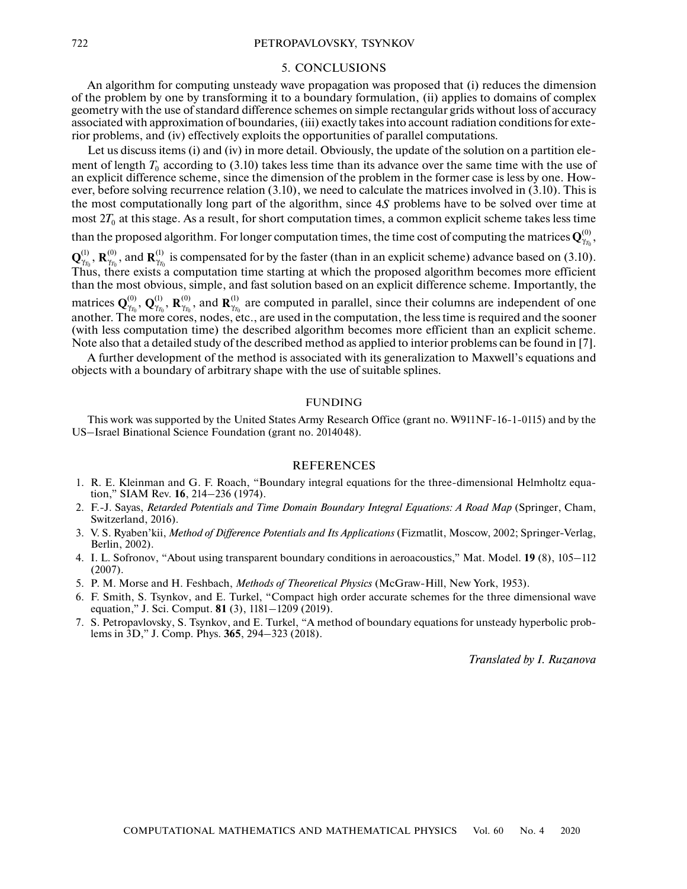## 5. CONCLUSIONS

An algorithm for computing unsteady wave propagation was proposed that (i) reduces the dimension of the problem by one by transforming it to a boundary formulation, (ii) applies to domains of complex geometry with the use of standard difference schemes on simple rectangular grids without loss of accuracy associated with approximation of boundaries, (iii) exactly takes into account radiation conditions for exterior problems, and (iv) effectively exploits the opportunities of parallel computations.

Let us discuss items (i) and (iv) in more detail. Obviously, the update of the solution on a partition element of length $T_0$ according to (3.10) takes less time than its advance over the same time with the use of an explicit difference scheme, since the dimension of the problem in the former case is less by one. However, before solving recurrence relation (3.10), we need to calculate the matrices involved in (3.10). This is the most computationally long part of the algorithm, since $4S$ problems have to be solved over time at most $2T_0$ at this stage. As a result, for short computation times, a common explicit scheme takes less time than the proposed algorithm. For longer computation times, the time cost of computing the matrices $\mathbf{Q}^{(0)}_{\gamma_{T_0}}$, $\mathbf{Q}^{(1)}_{\gamma_{T_0}}$, $\mathbf{R}^{(0)}_{\gamma_{T_0}}$, and $\mathbf{R}^{(1)}_{\gamma_{T_0}}$ is compensated for by the faster (than in an explicit scheme) advance based on (3.10). Thus, there exists a computation time starting at which the proposed algorithm becomes more efficient than the most obvious, simple, and fast solution based on an explicit difference scheme. Importantly, the matrices $\mathbf{Q}^{(0)}_{\gamma_{T_0}}$, $\mathbf{Q}^{(1)}_{\gamma_{T_0}}$, $\mathbf{R}^{(0)}_{\gamma_{T_0}}$, and $\mathbf{R}^{(1)}_{\gamma_{T_0}}$ are computed in parallel, since their columns are independent of one another. The more cores, nodes, etc., are used in the computation, the less time is required and the sooner (with less computation time) the described algorithm becomes more efficient than an explicit scheme. Note also that a detailed study of the described method as applied to interior problems can be found in [7].

A further development of the method is associated with its generalization to Maxwell's equations and objects with a boundary of arbitrary shape with the use of suitable splines.

## FUNDING

This work was supported by the United States Army Research Office (grant no. W911NF-16-1-0115) and by the US–Israel Binational Science Foundation (grant no. 2014048).

## REFERENCES

1. R. E. Kleinman and G. F. Roach, "Boundary integral equations for the three-dimensional Helmholtz equation," SIAM Rev. **16**, 214–236 (1974).
2. F.-J. Sayas, *Retarded Potentials and Time Domain Boundary Integral Equations: A Road Map* (Springer, Cham, Switzerland, 2016).
3. V. S. Ryaben'kii, *Method of Difference Potentials and Its Applications* (Fizmatlit, Moscow, 2002; Springer-Verlag, Berlin, 2002).
4. I. L. Sofronov, "About using transparent boundary conditions in aeroacoustics," Mat. Model. **19** (8), 105–112 (2007).
5. P. M. Morse and H. Feshbach, *Methods of Theoretical Physics* (McGraw-Hill, New York, 1953).
6. F. Smith, S. Tsynkov, and E. Turkel, "Compact high order accurate schemes for the three dimensional wave equation," J. Sci. Comput. **81** (3), 1181–1209 (2019).
7. S. Petropavlovsky, S. Tsynkov, and E. Turkel, "A method of boundary equations for unsteady hyperbolic problems in 3D," J. Comp. Phys. **365**, 294–323 (2018).

*Translated by I. Ruzanova*